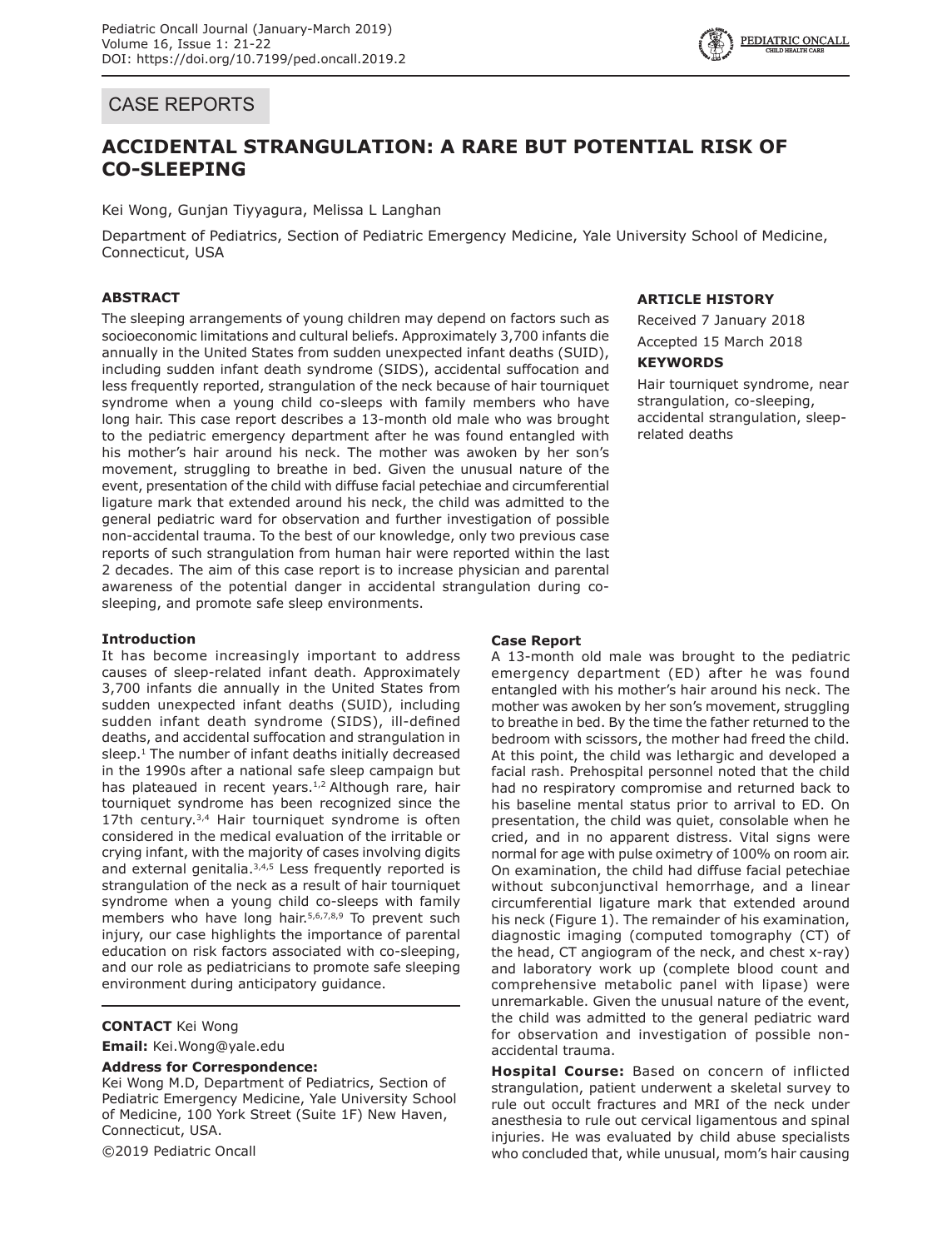## CASE REPORTS

# ACCIDENTAL STRANGULATION: A RARE BUT POTENTIAL RISK OF CO-SLEEPING

Kei Wong, Gunjan Tiyyagura, Melissa L Langhan

Department of Pediatrics, Section of Pediatric Emergency Medicine, Yale University School of Medicine, Connecticut, USA

### ABSTRACT

The sleeping arrangements of young children may depend on factors such as socioeconomic limitations and cultural beliefs. Approximately 3,700 infants die annually in the United States from sudden unexpected infant deaths (SUID), including sudden infant death syndrome (SIDS), accidental suffocation and less frequently reported, strangulation of the neck because of hair tourniquet syndrome when a young child co-sleeps with family members who have long hair. This case report describes a 13-month old male who was brought to the pediatric emergency department after he was found entangled with his mother's hair around his neck. The mother was awoken by her son's movement, struggling to breathe in bed. Given the unusual nature of the event, presentation of the child with diffuse facial petechiae and circumferential ligature mark that extended around his neck, the child was admitted to the general pediatric ward for observation and further investigation of possible non-accidental trauma. To the best of our knowledge, only two previous case reports of such strangulation from human hair were reported within the last 2 decades. The aim of this case report is to increase physician and parental awareness of the potential danger in accidental strangulation during co-sleeping, and promote safe sleep environments.

### ARTICLE HISTORY

Received 7 January 2018

Accepted 15 March 2018

### KEYWORDS

Hair tourniquet syndrome, near strangulation, co-sleeping, accidental strangulation, sleep-related deaths

### Introduction

It has become increasingly important to address causes of sleep-related infant death. Approximately 3,700 infants die annually in the United States from sudden unexpected infant deaths (SUID), including sudden infant death syndrome (SIDS), ill-defined deaths, and accidental suffocation and strangulation in sleep.[1] The number of infant deaths initially decreased in the 1990s after a national safe sleep campaign but has plateaued in recent years.[1,2] Although rare, hair tourniquet syndrome has been recognized since the 17th century.[3,4] Hair tourniquet syndrome is often considered in the medical evaluation of the irritable or crying infant, with the majority of cases involving digits and external genitalia.[3,4,5] Less frequently reported is strangulation of the neck as a result of hair tourniquet syndrome when a young child co-sleeps with family members who have long hair.[5,6,7,8,9] To prevent such injury, our case highlights the importance of parental education on risk factors associated with co-sleeping, and our role as pediatricians to promote safe sleeping environment during anticipatory guidance.

**CONTACT** Kei Wong

**Email:** Kei.Wong@yale.edu

**Address for Correspondence:**
Kei Wong M.D, Department of Pediatrics, Section of Pediatric Emergency Medicine, Yale University School of Medicine, 100 York Street (Suite 1F) New Haven, Connecticut, USA.

©2019 Pediatric Oncall

### Case Report

A 13-month old male was brought to the pediatric emergency department (ED) after he was found entangled with his mother's hair around his neck. The mother was awoken by her son's movement, struggling to breathe in bed. By the time the father returned to the bedroom with scissors, the mother had freed the child. At this point, the child was lethargic and developed a facial rash. Prehospital personnel noted that the child had no respiratory compromise and returned back to his baseline mental status prior to arrival to ED. On presentation, the child was quiet, consolable when he cried, and in no apparent distress. Vital signs were normal for age with pulse oximetry of 100% on room air. On examination, the child had diffuse facial petechiae without subconjunctival hemorrhage, and a linear circumferential ligature mark that extended around his neck (Figure 1). The remainder of his examination, diagnostic imaging (computed tomography (CT) of the head, CT angiogram of the neck, and chest x-ray) and laboratory work up (complete blood count and comprehensive metabolic panel with lipase) were unremarkable. Given the unusual nature of the event, the child was admitted to the general pediatric ward for observation and investigation of possible non-accidental trauma.

**Hospital Course:** Based on concern of inflicted strangulation, patient underwent a skeletal survey to rule out occult fractures and MRI of the neck under anesthesia to rule out cervical ligamentous and spinal injuries. He was evaluated by child abuse specialists who concluded that, while unusual, mom's hair causing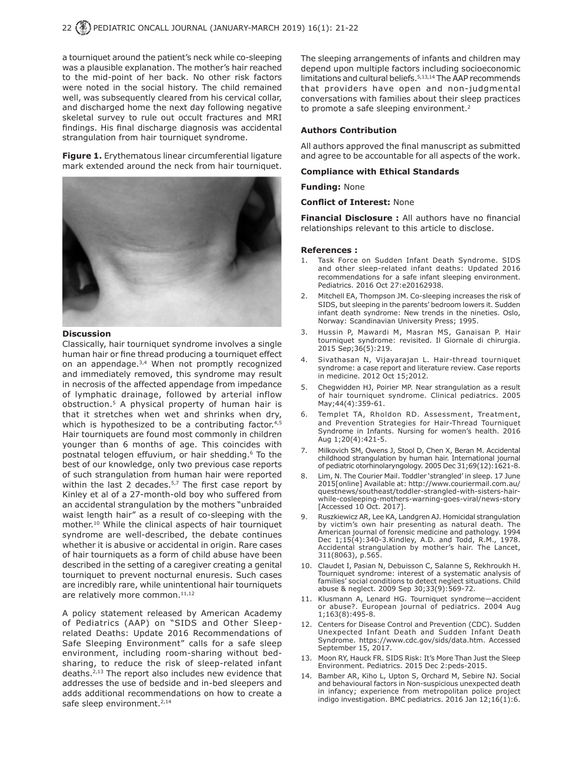a tourniquet around the patient's neck while co-sleeping was a plausible explanation. The mother's hair reached to the mid-point of her back. No other risk factors were noted in the social history. The child remained well, was subsequently cleared from his cervical collar, and discharged home the next day following negative skeletal survey to rule out occult fractures and MRI findings. His final discharge diagnosis was accidental strangulation from hair tourniquet syndrome.

**Figure 1.** Erythematous linear circumferential ligature mark extended around the neck from hair tourniquet.

## Discussion

Classically, hair tourniquet syndrome involves a single human hair or fine thread producing a tourniquet effect on an appendage.[3,4] When not promptly recognized and immediately removed, this syndrome may result in necrosis of the affected appendage from impedance of lymphatic drainage, followed by arterial inflow obstruction.[5] A physical property of human hair is that it stretches when wet and shrinks when dry, which is hypothesized to be a contributing factor.[4,5] Hair tourniquets are found most commonly in children younger than 6 months of age. This coincides with postnatal telogen effuvium, or hair shedding.[6] To the best of our knowledge, only two previous case reports of such strangulation from human hair were reported within the last 2 decades.[5,7] The first case report by Kinley et al of a 27-month-old boy who suffered from an accidental strangulation by the mothers "unbraided waist length hair" as a result of co-sleeping with the mother.[10] While the clinical aspects of hair tourniquet syndrome are well-described, the debate continues whether it is abusive or accidental in origin. Rare cases of hair tourniquets as a form of child abuse have been described in the setting of a caregiver creating a genital tourniquet to prevent nocturnal enuresis. Such cases are incredibly rare, while unintentional hair tourniquets are relatively more common.[11,12]

A policy statement released by American Academy of Pediatrics (AAP) on "SIDS and Other Sleep-related Deaths: Update 2016 Recommendations of Safe Sleeping Environment" calls for a safe sleep environment, including room-sharing without bed-sharing, to reduce the risk of sleep-related infant deaths.[2,13] The report also includes new evidence that addresses the use of bedside and in-bed sleepers and adds additional recommendations on how to create a safe sleep environment.[2,14]

The sleeping arrangements of infants and children may depend upon multiple factors including socioeconomic limitations and cultural beliefs.[5,13,14] The AAP recommends that providers have open and non-judgmental conversations with families about their sleep practices to promote a safe sleeping environment.[2]

## Authors Contribution

All authors approved the final manuscript as submitted and agree to be accountable for all aspects of the work.

## Compliance with Ethical Standards

**Funding:** None

**Conflict of Interest:** None

**Financial Disclosure :** All authors have no financial relationships relevant to this article to disclose.

## References :

1. Task Force on Sudden Infant Death Syndrome. SIDS and other sleep-related infant deaths: Updated 2016 recommendations for a safe infant sleeping environment. Pediatrics. 2016 Oct 27:e20162938.
2. Mitchell EA, Thompson JM. Co-sleeping increases the risk of SIDS, but sleeping in the parents' bedroom lowers it. Sudden infant death syndrome: New trends in the nineties. Oslo, Norway: Scandinavian University Press; 1995.
3. Hussin P, Mawardi M, Masran MS, Ganaisan P. Hair tourniquet syndrome: revisited. Il Giornale di chirurgia. 2015 Sep;36(5):219.
4. Sivathasan N, Vijayarajan L. Hair-thread tourniquet syndrome: a case report and literature review. Case reports in medicine. 2012 Oct 15;2012.
5. Chegwidden HJ, Poirier MP. Near strangulation as a result of hair tourniquet syndrome. Clinical pediatrics. 2005 May;44(4):359-61.
6. Templet TA, Rholdon RD. Assessment, Treatment, and Prevention Strategies for Hair-Thread Tourniquet Syndrome in Infants. Nursing for women's health. 2016 Aug 1;20(4):421-5.
7. Milkovich SM, Owens J, Stool D, Chen X, Beran M. Accidental childhood strangulation by human hair. International journal of pediatric otorhinolaryngology. 2005 Dec 31;69(12):1621-8.
8. Lim, N. The Courier Mail. Toddler 'strangled' in sleep. 17 June 2015[online] Available at: http://www.couriermail.com.au/questnews/southeast/toddler-strangled-with-sisters-hair-while-cosleeping-mothers-warning-goes-viral/news-story [Accessed 10 Oct. 2017].
9. Ruszkiewicz AR, Lee KA, Landgren AJ. Homicidal strangulation by victim's own hair presenting as natural death. The American journal of forensic medicine and pathology. 1994 Dec 1;15(4):340-3.Kindley, A.D. and Todd, R.M., 1978. Accidental strangulation by mother's hair. The Lancet, 311(8063), p.565.
10. Claudet I, Pasian N, Debuisson C, Salanne S, Rekhroukh H. Tourniquet syndrome: interest of a systematic analysis of families' social conditions to detect neglect situations. Child abuse & neglect. 2009 Sep 30;33(9):569-72.
11. Klusmann A, Lenard HG. Tourniquet syndrome—accident or abuse?. European journal of pediatrics. 2004 Aug 1;163(8):495-8.
12. Centers for Disease Control and Prevention (CDC). Sudden Unexpected Infant Death and Sudden Infant Death Syndrome. https://www.cdc.gov/sids/data.htm. Accessed September 15, 2017.
13. Moon RY, Hauck FR. SIDS Risk: It's More Than Just the Sleep Environment. Pediatrics. 2015 Dec 2:peds-2015.
14. Bamber AR, Kiho L, Upton S, Orchard M, Sebire NJ. Social and behavioural factors in Non-suspicious unexpected death in infancy; experience from metropolitan police project indigo investigation. BMC pediatrics. 2016 Jan 12;16(1):6.